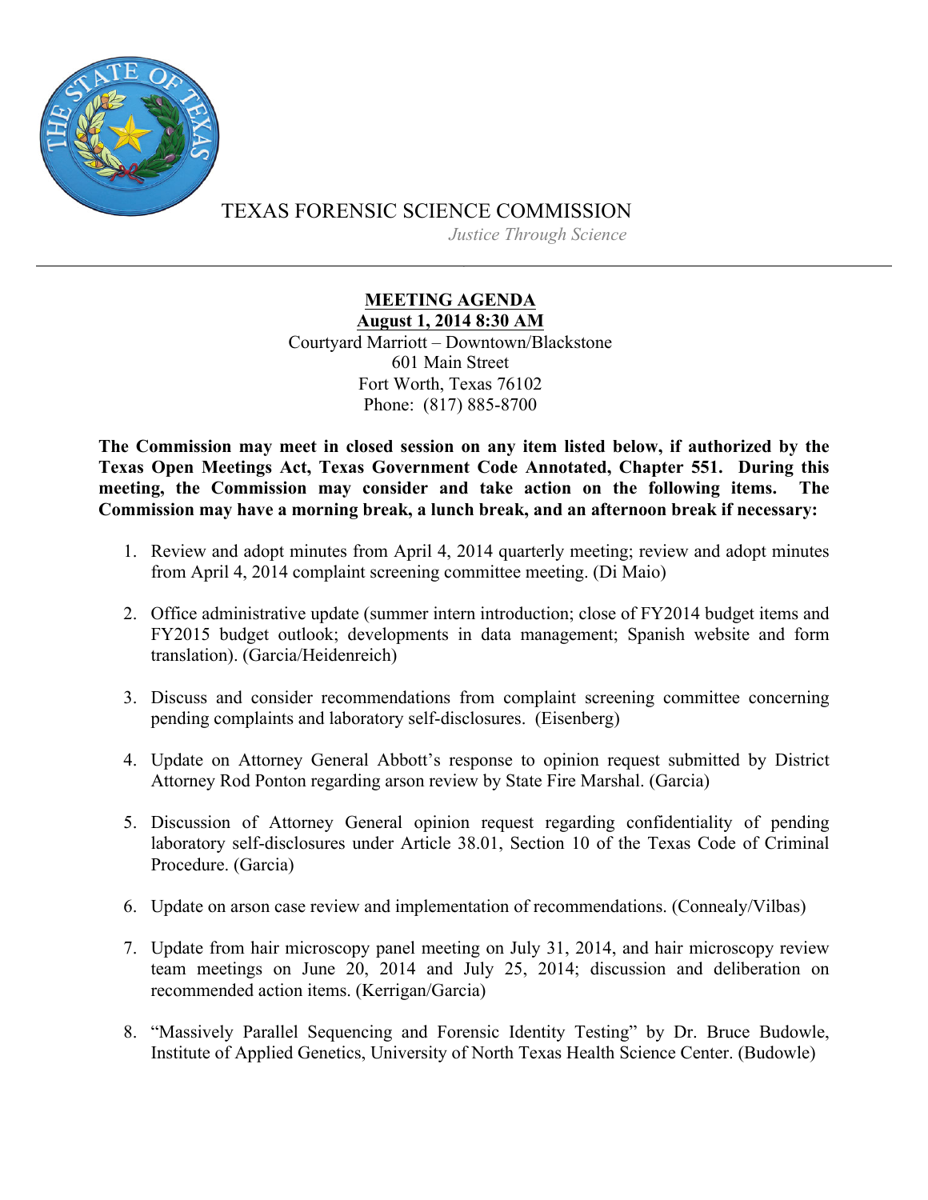TEXAS FORENSIC SCIENCE COMMISSION

*Justice Through Science*

---

**MEETING AGENDA**

**August 1, 2014 8:30 AM**

Courtyard Marriott – Downtown/Blackstone
601 Main Street
Fort Worth, Texas 76102
Phone: (817) 885-8700

**The Commission may meet in closed session on any item listed below, if authorized by the Texas Open Meetings Act, Texas Government Code Annotated, Chapter 551. During this meeting, the Commission may consider and take action on the following items. The Commission may have a morning break, a lunch break, and an afternoon break if necessary:**

1. Review and adopt minutes from April 4, 2014 quarterly meeting; review and adopt minutes from April 4, 2014 complaint screening committee meeting. (Di Maio)

2. Office administrative update (summer intern introduction; close of FY2014 budget items and FY2015 budget outlook; developments in data management; Spanish website and form translation). (Garcia/Heidenreich)

3. Discuss and consider recommendations from complaint screening committee concerning pending complaints and laboratory self-disclosures. (Eisenberg)

4. Update on Attorney General Abbott's response to opinion request submitted by District Attorney Rod Ponton regarding arson review by State Fire Marshal. (Garcia)

5. Discussion of Attorney General opinion request regarding confidentiality of pending laboratory self-disclosures under Article 38.01, Section 10 of the Texas Code of Criminal Procedure. (Garcia)

6. Update on arson case review and implementation of recommendations. (Connealy/Vilbas)

7. Update from hair microscopy panel meeting on July 31, 2014, and hair microscopy review team meetings on June 20, 2014 and July 25, 2014; discussion and deliberation on recommended action items. (Kerrigan/Garcia)

8. "Massively Parallel Sequencing and Forensic Identity Testing" by Dr. Bruce Budowle, Institute of Applied Genetics, University of North Texas Health Science Center. (Budowle)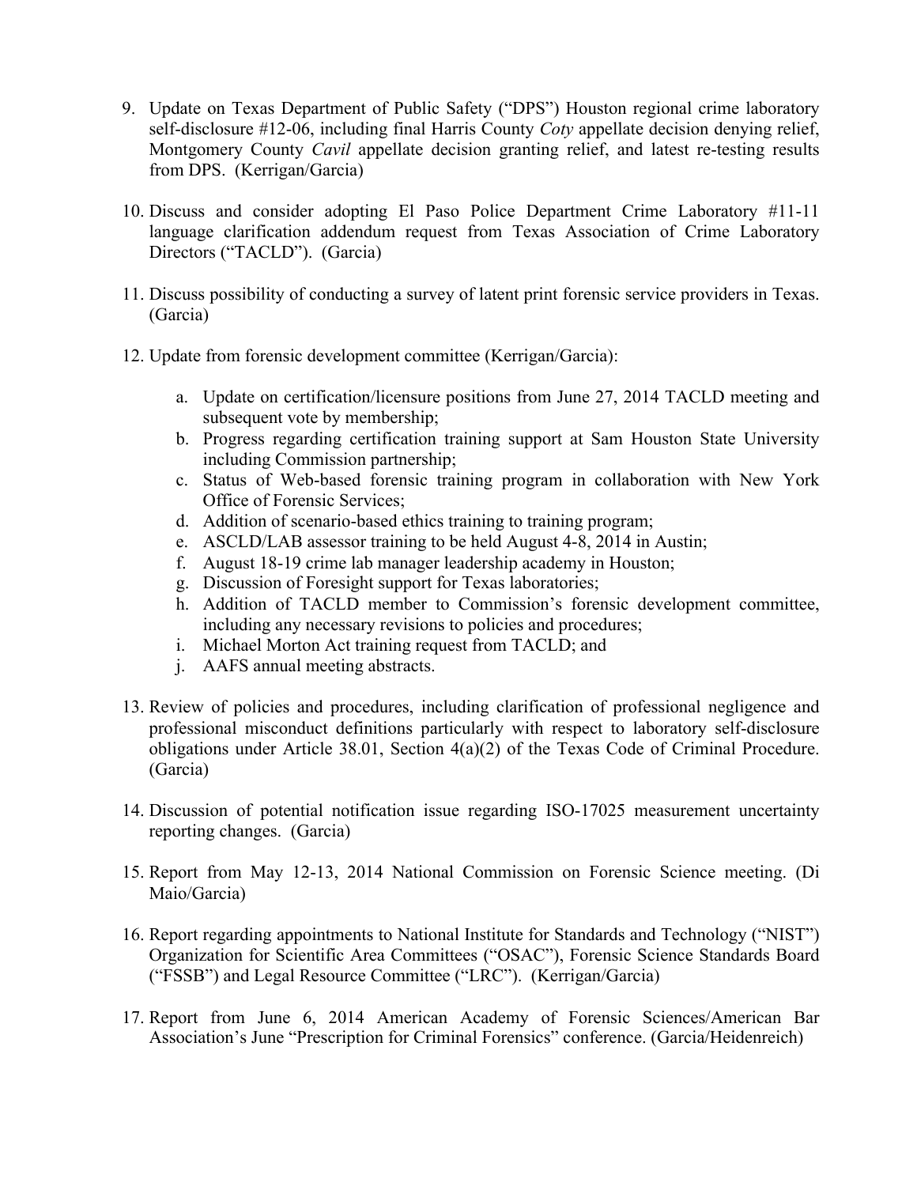9. Update on Texas Department of Public Safety ("DPS") Houston regional crime laboratory self-disclosure #12-06, including final Harris County *Coty* appellate decision denying relief, Montgomery County *Cavil* appellate decision granting relief, and latest re-testing results from DPS. (Kerrigan/Garcia)

10. Discuss and consider adopting El Paso Police Department Crime Laboratory #11-11 language clarification addendum request from Texas Association of Crime Laboratory Directors ("TACLD"). (Garcia)

11. Discuss possibility of conducting a survey of latent print forensic service providers in Texas. (Garcia)

12. Update from forensic development committee (Kerrigan/Garcia):

    a. Update on certification/licensure positions from June 27, 2014 TACLD meeting and subsequent vote by membership;
    b. Progress regarding certification training support at Sam Houston State University including Commission partnership;
    c. Status of Web-based forensic training program in collaboration with New York Office of Forensic Services;
    d. Addition of scenario-based ethics training to training program;
    e. ASCLD/LAB assessor training to be held August 4-8, 2014 in Austin;
    f. August 18-19 crime lab manager leadership academy in Houston;
    g. Discussion of Foresight support for Texas laboratories;
    h. Addition of TACLD member to Commission's forensic development committee, including any necessary revisions to policies and procedures;
    i. Michael Morton Act training request from TACLD; and
    j. AAFS annual meeting abstracts.

13. Review of policies and procedures, including clarification of professional negligence and professional misconduct definitions particularly with respect to laboratory self-disclosure obligations under Article 38.01, Section 4(a)(2) of the Texas Code of Criminal Procedure. (Garcia)

14. Discussion of potential notification issue regarding ISO-17025 measurement uncertainty reporting changes. (Garcia)

15. Report from May 12-13, 2014 National Commission on Forensic Science meeting. (Di Maio/Garcia)

16. Report regarding appointments to National Institute for Standards and Technology ("NIST") Organization for Scientific Area Committees ("OSAC"), Forensic Science Standards Board ("FSSB") and Legal Resource Committee ("LRC"). (Kerrigan/Garcia)

17. Report from June 6, 2014 American Academy of Forensic Sciences/American Bar Association's June "Prescription for Criminal Forensics" conference. (Garcia/Heidenreich)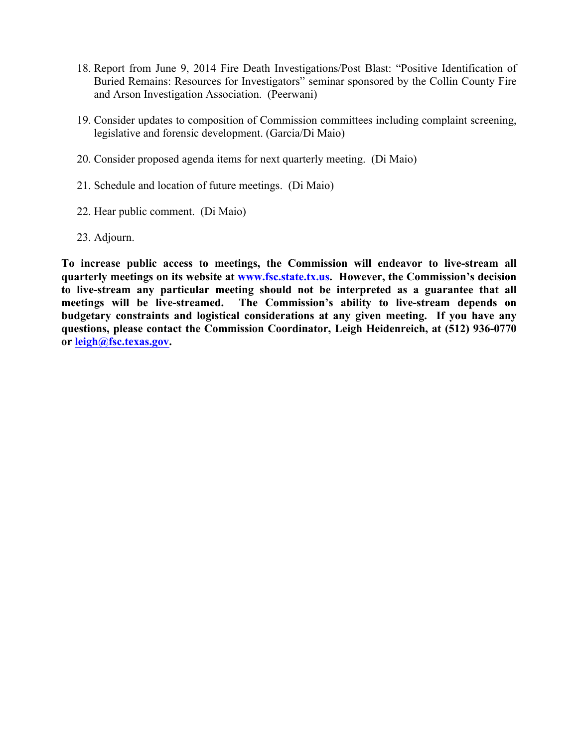18. Report from June 9, 2014 Fire Death Investigations/Post Blast: "Positive Identification of Buried Remains: Resources for Investigators" seminar sponsored by the Collin County Fire and Arson Investigation Association. (Peerwani)

19. Consider updates to composition of Commission committees including complaint screening, legislative and forensic development. (Garcia/Di Maio)

20. Consider proposed agenda items for next quarterly meeting. (Di Maio)

21. Schedule and location of future meetings. (Di Maio)

22. Hear public comment. (Di Maio)

23. Adjourn.

**To increase public access to meetings, the Commission will endeavor to live-stream all quarterly meetings on its website at [www.fsc.state.tx.us](http://www.fsc.state.tx.us). However, the Commission's decision to live-stream any particular meeting should not be interpreted as a guarantee that all meetings will be live-streamed. The Commission's ability to live-stream depends on budgetary constraints and logistical considerations at any given meeting. If you have any questions, please contact the Commission Coordinator, Leigh Heidenreich, at (512) 936-0770 or [leigh@fsc.texas.gov](mailto:leigh@fsc.texas.gov).**